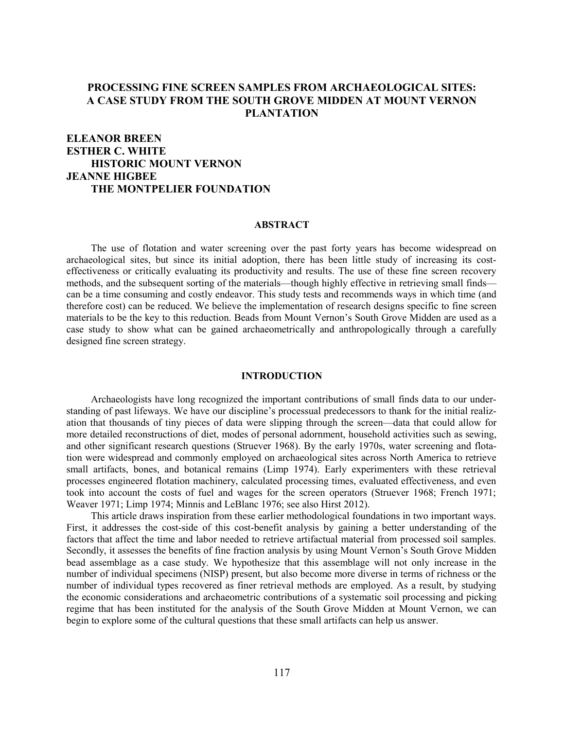# PROCESSING FINE SCREEN SAMPLES FROM ARCHAEOLOGICAL SITES: A CASE STUDY FROM THE SOUTH GROVE MIDDEN AT MOUNT VERNON PLANTATION

**ELEANOR BREEN**
**ESTHER C. WHITE**
**HISTORIC MOUNT VERNON**
**JEANNE HIGBEE**
**THE MONTPELIER FOUNDATION**

## ABSTRACT

The use of flotation and water screening over the past forty years has become widespread on archaeological sites, but since its initial adoption, there has been little study of increasing its cost-effectiveness or critically evaluating its productivity and results. The use of these fine screen recovery methods, and the subsequent sorting of the materials—though highly effective in retrieving small finds—can be a time consuming and costly endeavor. This study tests and recommends ways in which time (and therefore cost) can be reduced. We believe the implementation of research designs specific to fine screen materials to be the key to this reduction. Beads from Mount Vernon's South Grove Midden are used as a case study to show what can be gained archaeometrically and anthropologically through a carefully designed fine screen strategy.

## INTRODUCTION

Archaeologists have long recognized the important contributions of small finds data to our understanding of past lifeways. We have our discipline's processual predecessors to thank for the initial realization that thousands of tiny pieces of data were slipping through the screen—data that could allow for more detailed reconstructions of diet, modes of personal adornment, household activities such as sewing, and other significant research questions (Struever 1968). By the early 1970s, water screening and flotation were widespread and commonly employed on archaeological sites across North America to retrieve small artifacts, bones, and botanical remains (Limp 1974). Early experimenters with these retrieval processes engineered flotation machinery, calculated processing times, evaluated effectiveness, and even took into account the costs of fuel and wages for the screen operators (Struever 1968; French 1971; Weaver 1971; Limp 1974; Minnis and LeBlanc 1976; see also Hirst 2012).

This article draws inspiration from these earlier methodological foundations in two important ways. First, it addresses the cost-side of this cost-benefit analysis by gaining a better understanding of the factors that affect the time and labor needed to retrieve artifactual material from processed soil samples. Secondly, it assesses the benefits of fine fraction analysis by using Mount Vernon's South Grove Midden bead assemblage as a case study. We hypothesize that this assemblage will not only increase in the number of individual specimens (NISP) present, but also become more diverse in terms of richness or the number of individual types recovered as finer retrieval methods are employed. As a result, by studying the economic considerations and archaeometric contributions of a systematic soil processing and picking regime that has been instituted for the analysis of the South Grove Midden at Mount Vernon, we can begin to explore some of the cultural questions that these small artifacts can help us answer.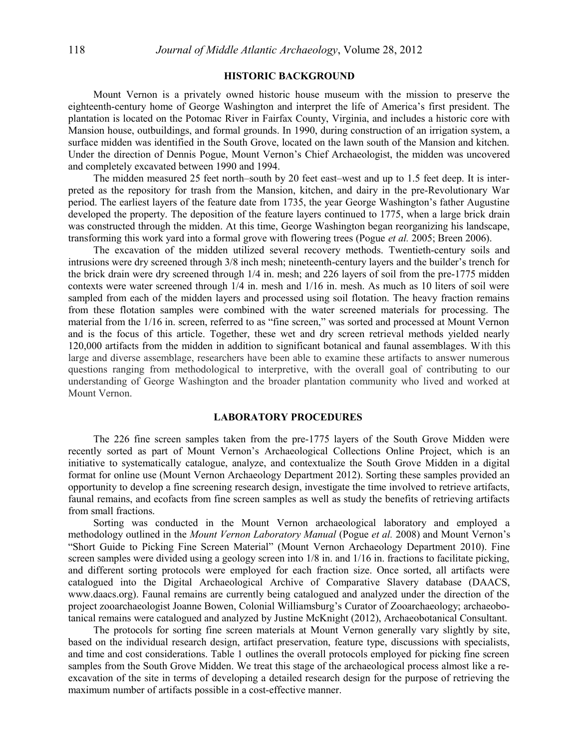## HISTORIC BACKGROUND

Mount Vernon is a privately owned historic house museum with the mission to preserve the eighteenth-century home of George Washington and interpret the life of America's first president. The plantation is located on the Potomac River in Fairfax County, Virginia, and includes a historic core with Mansion house, outbuildings, and formal grounds. In 1990, during construction of an irrigation system, a surface midden was identified in the South Grove, located on the lawn south of the Mansion and kitchen. Under the direction of Dennis Pogue, Mount Vernon's Chief Archaeologist, the midden was uncovered and completely excavated between 1990 and 1994.

The midden measured 25 feet north–south by 20 feet east–west and up to 1.5 feet deep. It is interpreted as the repository for trash from the Mansion, kitchen, and dairy in the pre-Revolutionary War period. The earliest layers of the feature date from 1735, the year George Washington's father Augustine developed the property. The deposition of the feature layers continued to 1775, when a large brick drain was constructed through the midden. At this time, George Washington began reorganizing his landscape, transforming this work yard into a formal grove with flowering trees (Pogue *et al.* 2005; Breen 2006).

The excavation of the midden utilized several recovery methods. Twentieth-century soils and intrusions were dry screened through 3/8 inch mesh; nineteenth-century layers and the builder's trench for the brick drain were dry screened through 1/4 in. mesh; and 226 layers of soil from the pre-1775 midden contexts were water screened through 1/4 in. mesh and 1/16 in. mesh. As much as 10 liters of soil were sampled from each of the midden layers and processed using soil flotation. The heavy fraction remains from these flotation samples were combined with the water screened materials for processing. The material from the 1/16 in. screen, referred to as "fine screen," was sorted and processed at Mount Vernon and is the focus of this article. Together, these wet and dry screen retrieval methods yielded nearly 120,000 artifacts from the midden in addition to significant botanical and faunal assemblages. With this large and diverse assemblage, researchers have been able to examine these artifacts to answer numerous questions ranging from methodological to interpretive, with the overall goal of contributing to our understanding of George Washington and the broader plantation community who lived and worked at Mount Vernon.

## LABORATORY PROCEDURES

The 226 fine screen samples taken from the pre-1775 layers of the South Grove Midden were recently sorted as part of Mount Vernon's Archaeological Collections Online Project, which is an initiative to systematically catalogue, analyze, and contextualize the South Grove Midden in a digital format for online use (Mount Vernon Archaeology Department 2012). Sorting these samples provided an opportunity to develop a fine screening research design, investigate the time involved to retrieve artifacts, faunal remains, and ecofacts from fine screen samples as well as study the benefits of retrieving artifacts from small fractions.

Sorting was conducted in the Mount Vernon archaeological laboratory and employed a methodology outlined in the *Mount Vernon Laboratory Manual* (Pogue *et al.* 2008) and Mount Vernon's "Short Guide to Picking Fine Screen Material" (Mount Vernon Archaeology Department 2010). Fine screen samples were divided using a geology screen into 1/8 in. and 1/16 in. fractions to facilitate picking, and different sorting protocols were employed for each fraction size. Once sorted, all artifacts were catalogued into the Digital Archaeological Archive of Comparative Slavery database (DAACS, www.daacs.org). Faunal remains are currently being catalogued and analyzed under the direction of the project zooarchaeologist Joanne Bowen, Colonial Williamsburg's Curator of Zooarchaeology; archaeobotanical remains were catalogued and analyzed by Justine McKnight (2012), Archaeobotanical Consultant.

The protocols for sorting fine screen materials at Mount Vernon generally vary slightly by site, based on the individual research design, artifact preservation, feature type, discussions with specialists, and time and cost considerations. Table 1 outlines the overall protocols employed for picking fine screen samples from the South Grove Midden. We treat this stage of the archaeological process almost like a re-excavation of the site in terms of developing a detailed research design for the purpose of retrieving the maximum number of artifacts possible in a cost-effective manner.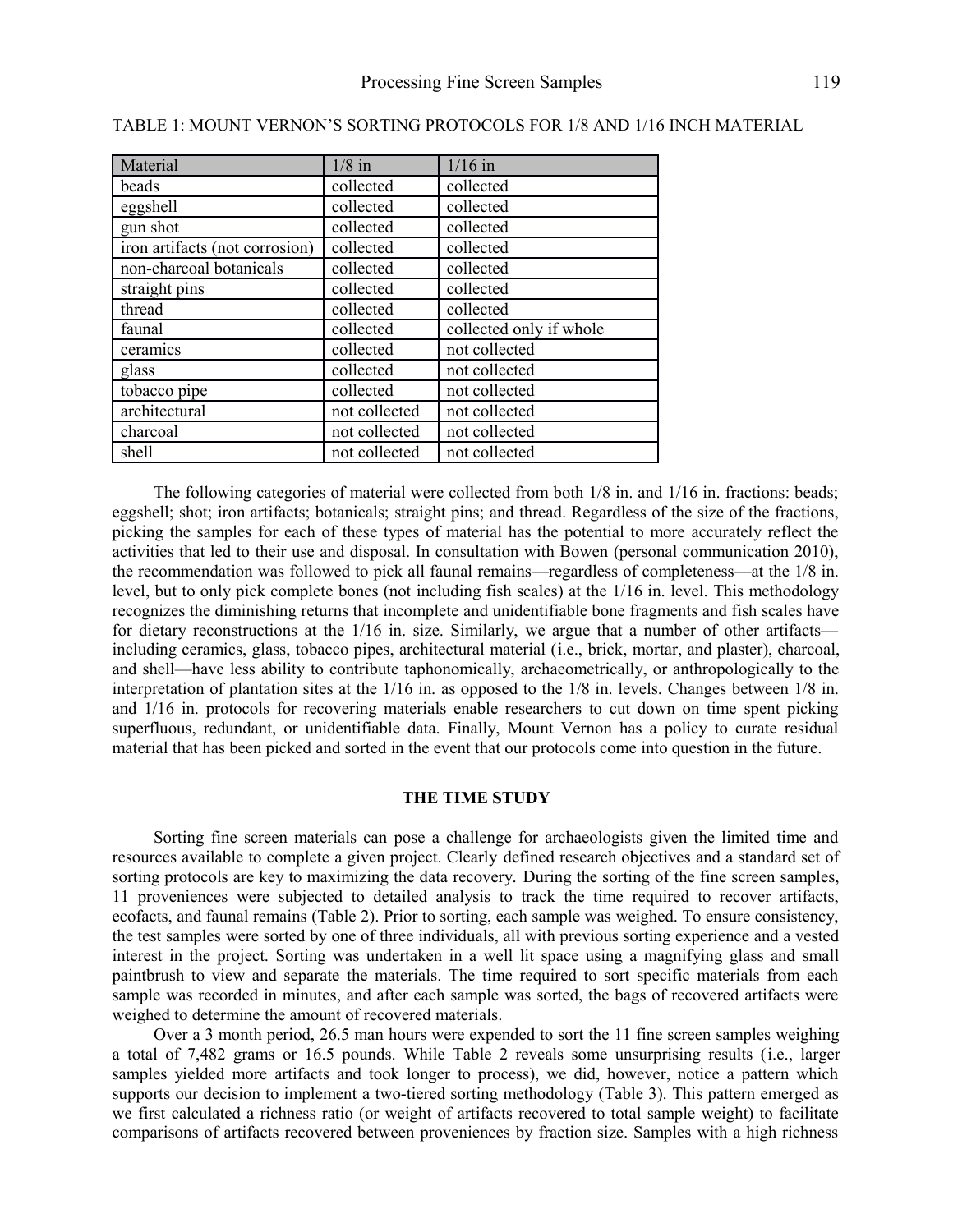TABLE 1: MOUNT VERNON'S SORTING PROTOCOLS FOR 1/8 AND 1/16 INCH MATERIAL

| Material | 1/8 in | 1/16 in |
|---|---|---|
| beads | collected | collected |
| eggshell | collected | collected |
| gun shot | collected | collected |
| iron artifacts (not corrosion) | collected | collected |
| non-charcoal botanicals | collected | collected |
| straight pins | collected | collected |
| thread | collected | collected |
| faunal | collected | collected only if whole |
| ceramics | collected | not collected |
| glass | collected | not collected |
| tobacco pipe | collected | not collected |
| architectural | not collected | not collected |
| charcoal | not collected | not collected |
| shell | not collected | not collected |

The following categories of material were collected from both 1/8 in. and 1/16 in. fractions: beads; eggshell; shot; iron artifacts; botanicals; straight pins; and thread. Regardless of the size of the fractions, picking the samples for each of these types of material has the potential to more accurately reflect the activities that led to their use and disposal. In consultation with Bowen (personal communication 2010), the recommendation was followed to pick all faunal remains—regardless of completeness—at the 1/8 in. level, but to only pick complete bones (not including fish scales) at the 1/16 in. level. This methodology recognizes the diminishing returns that incomplete and unidentifiable bone fragments and fish scales have for dietary reconstructions at the 1/16 in. size. Similarly, we argue that a number of other artifacts—including ceramics, glass, tobacco pipes, architectural material (i.e., brick, mortar, and plaster), charcoal, and shell—have less ability to contribute taphonomically, archaeometrically, or anthropologically to the interpretation of plantation sites at the 1/16 in. as opposed to the 1/8 in. levels. Changes between 1/8 in. and 1/16 in. protocols for recovering materials enable researchers to cut down on time spent picking superfluous, redundant, or unidentifiable data. Finally, Mount Vernon has a policy to curate residual material that has been picked and sorted in the event that our protocols come into question in the future.

## THE TIME STUDY

Sorting fine screen materials can pose a challenge for archaeologists given the limited time and resources available to complete a given project. Clearly defined research objectives and a standard set of sorting protocols are key to maximizing the data recovery. During the sorting of the fine screen samples, 11 proveniences were subjected to detailed analysis to track the time required to recover artifacts, ecofacts, and faunal remains (Table 2). Prior to sorting, each sample was weighed. To ensure consistency, the test samples were sorted by one of three individuals, all with previous sorting experience and a vested interest in the project. Sorting was undertaken in a well lit space using a magnifying glass and small paintbrush to view and separate the materials. The time required to sort specific materials from each sample was recorded in minutes, and after each sample was sorted, the bags of recovered artifacts were weighed to determine the amount of recovered materials.

Over a 3 month period, 26.5 man hours were expended to sort the 11 fine screen samples weighing a total of 7,482 grams or 16.5 pounds. While Table 2 reveals some unsurprising results (i.e., larger samples yielded more artifacts and took longer to process), we did, however, notice a pattern which supports our decision to implement a two-tiered sorting methodology (Table 3). This pattern emerged as we first calculated a richness ratio (or weight of artifacts recovered to total sample weight) to facilitate comparisons of artifacts recovered between proveniences by fraction size. Samples with a high richness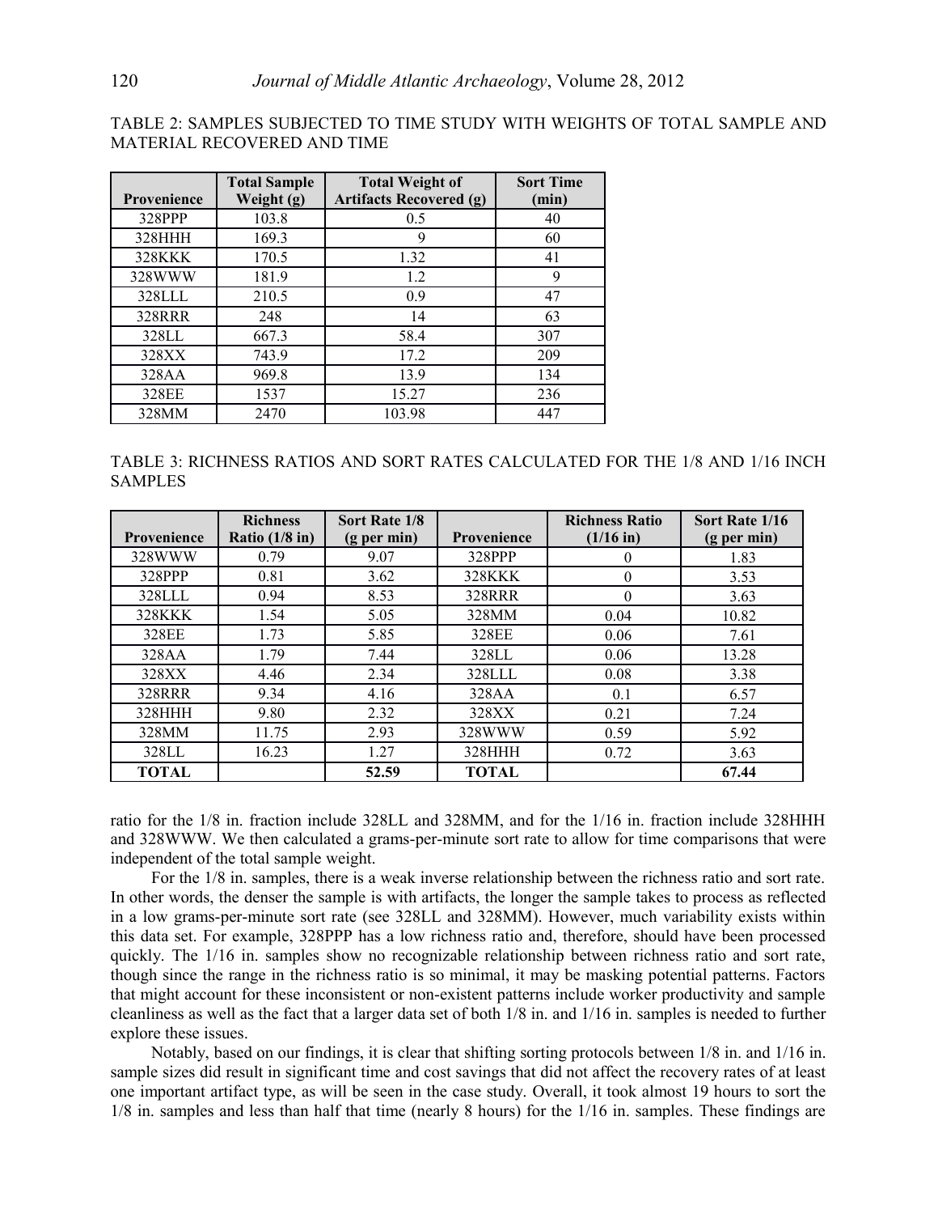TABLE 2: SAMPLES SUBJECTED TO TIME STUDY WITH WEIGHTS OF TOTAL SAMPLE AND MATERIAL RECOVERED AND TIME

| Provenience | Total Sample Weight (g) | Total Weight of Artifacts Recovered (g) | Sort Time (min) |
|---|---|---|---|
| 328PPP | 103.8 | 0.5 | 40 |
| 328HHH | 169.3 | 9 | 60 |
| 328KKK | 170.5 | 1.32 | 41 |
| 328WWW | 181.9 | 1.2 | 9 |
| 328LLL | 210.5 | 0.9 | 47 |
| 328RRR | 248 | 14 | 63 |
| 328LL | 667.3 | 58.4 | 307 |
| 328XX | 743.9 | 17.2 | 209 |
| 328AA | 969.8 | 13.9 | 134 |
| 328EE | 1537 | 15.27 | 236 |
| 328MM | 2470 | 103.98 | 447 |

TABLE 3: RICHNESS RATIOS AND SORT RATES CALCULATED FOR THE 1/8 AND 1/16 INCH SAMPLES

| Provenience | Richness Ratio (1/8 in) | Sort Rate 1/8 (g per min) | Provenience | Richness Ratio (1/16 in) | Sort Rate 1/16 (g per min) |
|---|---|---|---|---|---|
| 328WWW | 0.79 | 9.07 | 328PPP | 0 | 1.83 |
| 328PPP | 0.81 | 3.62 | 328KKK | 0 | 3.53 |
| 328LLL | 0.94 | 8.53 | 328RRR | 0 | 3.63 |
| 328KKK | 1.54 | 5.05 | 328MM | 0.04 | 10.82 |
| 328EE | 1.73 | 5.85 | 328EE | 0.06 | 7.61 |
| 328AA | 1.79 | 7.44 | 328LL | 0.06 | 13.28 |
| 328XX | 4.46 | 2.34 | 328LLL | 0.08 | 3.38 |
| 328RRR | 9.34 | 4.16 | 328AA | 0.1 | 6.57 |
| 328HHH | 9.80 | 2.32 | 328XX | 0.21 | 7.24 |
| 328MM | 11.75 | 2.93 | 328WWW | 0.59 | 5.92 |
| 328LL | 16.23 | 1.27 | 328HHH | 0.72 | 3.63 |
| **TOTAL** | | 52.59 | **TOTAL** | | 67.44 |

ratio for the 1/8 in. fraction include 328LL and 328MM, and for the 1/16 in. fraction include 328HHH and 328WWW. We then calculated a grams-per-minute sort rate to allow for time comparisons that were independent of the total sample weight.

For the 1/8 in. samples, there is a weak inverse relationship between the richness ratio and sort rate. In other words, the denser the sample is with artifacts, the longer the sample takes to process as reflected in a low grams-per-minute sort rate (see 328LL and 328MM). However, much variability exists within this data set. For example, 328PPP has a low richness ratio and, therefore, should have been processed quickly. The 1/16 in. samples show no recognizable relationship between richness ratio and sort rate, though since the range in the richness ratio is so minimal, it may be masking potential patterns. Factors that might account for these inconsistent or non-existent patterns include worker productivity and sample cleanliness as well as the fact that a larger data set of both 1/8 in. and 1/16 in. samples is needed to further explore these issues.

Notably, based on our findings, it is clear that shifting sorting protocols between 1/8 in. and 1/16 in. sample sizes did result in significant time and cost savings that did not affect the recovery rates of at least one important artifact type, as will be seen in the case study. Overall, it took almost 19 hours to sort the 1/8 in. samples and less than half that time (nearly 8 hours) for the 1/16 in. samples. These findings are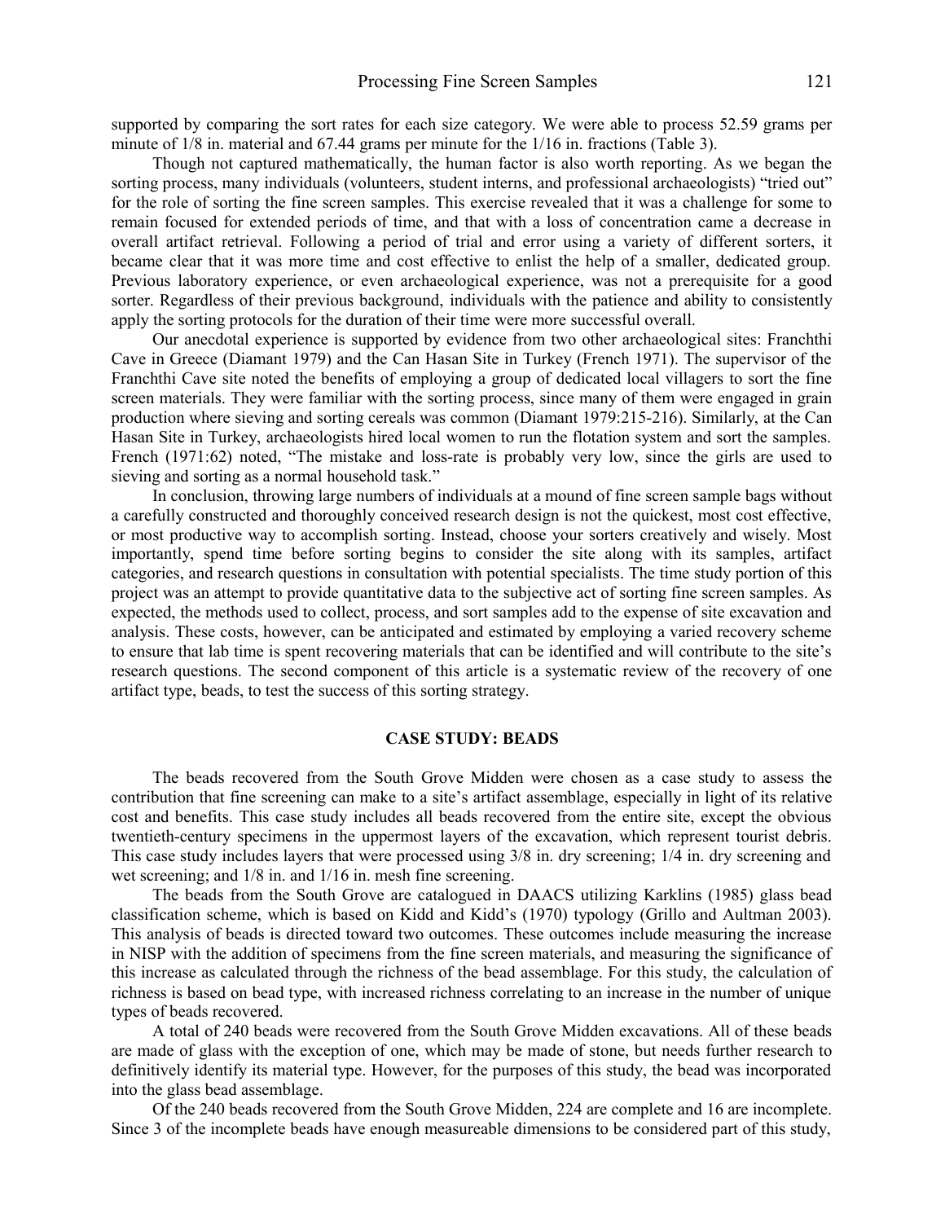supported by comparing the sort rates for each size category. We were able to process 52.59 grams per minute of 1/8 in. material and 67.44 grams per minute for the 1/16 in. fractions (Table 3).

Though not captured mathematically, the human factor is also worth reporting. As we began the sorting process, many individuals (volunteers, student interns, and professional archaeologists) "tried out" for the role of sorting the fine screen samples. This exercise revealed that it was a challenge for some to remain focused for extended periods of time, and that with a loss of concentration came a decrease in overall artifact retrieval. Following a period of trial and error using a variety of different sorters, it became clear that it was more time and cost effective to enlist the help of a smaller, dedicated group. Previous laboratory experience, or even archaeological experience, was not a prerequisite for a good sorter. Regardless of their previous background, individuals with the patience and ability to consistently apply the sorting protocols for the duration of their time were more successful overall.

Our anecdotal experience is supported by evidence from two other archaeological sites: Franchthi Cave in Greece (Diamant 1979) and the Can Hasan Site in Turkey (French 1971). The supervisor of the Franchthi Cave site noted the benefits of employing a group of dedicated local villagers to sort the fine screen materials. They were familiar with the sorting process, since many of them were engaged in grain production where sieving and sorting cereals was common (Diamant 1979:215-216). Similarly, at the Can Hasan Site in Turkey, archaeologists hired local women to run the flotation system and sort the samples. French (1971:62) noted, "The mistake and loss-rate is probably very low, since the girls are used to sieving and sorting as a normal household task."

In conclusion, throwing large numbers of individuals at a mound of fine screen sample bags without a carefully constructed and thoroughly conceived research design is not the quickest, most cost effective, or most productive way to accomplish sorting. Instead, choose your sorters creatively and wisely. Most importantly, spend time before sorting begins to consider the site along with its samples, artifact categories, and research questions in consultation with potential specialists. The time study portion of this project was an attempt to provide quantitative data to the subjective act of sorting fine screen samples. As expected, the methods used to collect, process, and sort samples add to the expense of site excavation and analysis. These costs, however, can be anticipated and estimated by employing a varied recovery scheme to ensure that lab time is spent recovering materials that can be identified and will contribute to the site's research questions. The second component of this article is a systematic review of the recovery of one artifact type, beads, to test the success of this sorting strategy.

## CASE STUDY: BEADS

The beads recovered from the South Grove Midden were chosen as a case study to assess the contribution that fine screening can make to a site's artifact assemblage, especially in light of its relative cost and benefits. This case study includes all beads recovered from the entire site, except the obvious twentieth-century specimens in the uppermost layers of the excavation, which represent tourist debris. This case study includes layers that were processed using 3/8 in. dry screening; 1/4 in. dry screening and wet screening; and 1/8 in. and 1/16 in. mesh fine screening.

The beads from the South Grove are catalogued in DAACS utilizing Karklins (1985) glass bead classification scheme, which is based on Kidd and Kidd's (1970) typology (Grillo and Aultman 2003). This analysis of beads is directed toward two outcomes. These outcomes include measuring the increase in NISP with the addition of specimens from the fine screen materials, and measuring the significance of this increase as calculated through the richness of the bead assemblage. For this study, the calculation of richness is based on bead type, with increased richness correlating to an increase in the number of unique types of beads recovered.

A total of 240 beads were recovered from the South Grove Midden excavations. All of these beads are made of glass with the exception of one, which may be made of stone, but needs further research to definitively identify its material type. However, for the purposes of this study, the bead was incorporated into the glass bead assemblage.

Of the 240 beads recovered from the South Grove Midden, 224 are complete and 16 are incomplete. Since 3 of the incomplete beads have enough measureable dimensions to be considered part of this study,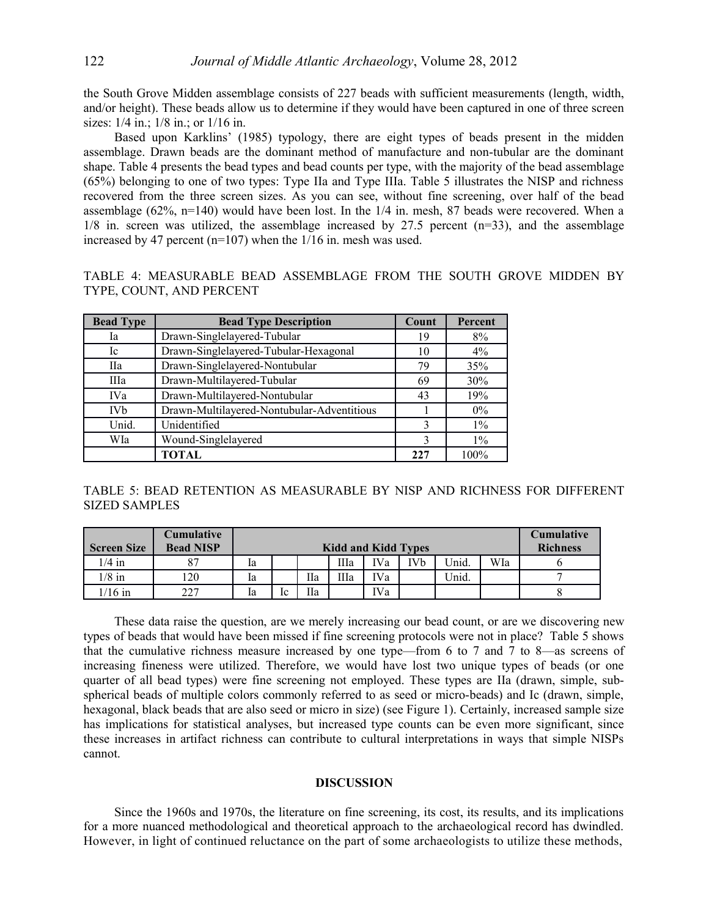the South Grove Midden assemblage consists of 227 beads with sufficient measurements (length, width, and/or height). These beads allow us to determine if they would have been captured in one of three screen sizes: 1/4 in.; 1/8 in.; or 1/16 in.

Based upon Karklins' (1985) typology, there are eight types of beads present in the midden assemblage. Drawn beads are the dominant method of manufacture and non-tubular are the dominant shape. Table 4 presents the bead types and bead counts per type, with the majority of the bead assemblage (65%) belonging to one of two types: Type IIa and Type IIIa. Table 5 illustrates the NISP and richness recovered from the three screen sizes. As you can see, without fine screening, over half of the bead assemblage (62%, n=140) would have been lost. In the 1/4 in. mesh, 87 beads were recovered. When a 1/8 in. screen was utilized, the assemblage increased by 27.5 percent (n=33), and the assemblage increased by 47 percent (n=107) when the 1/16 in. mesh was used.

TABLE 4: MEASURABLE BEAD ASSEMBLAGE FROM THE SOUTH GROVE MIDDEN BY TYPE, COUNT, AND PERCENT

| Bead Type | Bead Type Description | Count | Percent |
|---|---|---|---|
| Ia | Drawn-Singlelayered-Tubular | 19 | 8% |
| Ic | Drawn-Singlelayered-Tubular-Hexagonal | 10 | 4% |
| IIa | Drawn-Singlelayered-Nontubular | 79 | 35% |
| IIIa | Drawn-Multilayered-Tubular | 69 | 30% |
| IVa | Drawn-Multilayered-Nontubular | 43 | 19% |
| IVb | Drawn-Multilayered-Nontubular-Adventitious | 1 | 0% |
| Unid. | Unidentified | 3 | 1% |
| WIa | Wound-Singlelayered | 3 | 1% |
| | **TOTAL** | **227** | 100% |

TABLE 5: BEAD RETENTION AS MEASURABLE BY NISP AND RICHNESS FOR DIFFERENT SIZED SAMPLES

| Screen Size | Cumulative Bead NISP | Kidd and Kidd Types | | | | | | | | Cumulative Richness |
|---|---|---|---|---|---|---|---|---|---|---|
| 1/4 in | 87 | Ia | | | IIIa | IVa | IVb | Unid. | WIa | 6 |
| 1/8 in | 120 | Ia | | IIa | IIIa | IVa | | Unid. | | 7 |
| 1/16 in | 227 | Ia | Ic | IIa | | IVa | | | | 8 |

These data raise the question, are we merely increasing our bead count, or are we discovering new types of beads that would have been missed if fine screening protocols were not in place? Table 5 shows that the cumulative richness measure increased by one type—from 6 to 7 and 7 to 8—as screens of increasing fineness were utilized. Therefore, we would have lost two unique types of beads (or one quarter of all bead types) were fine screening not employed. These types are IIa (drawn, simple, sub-spherical beads of multiple colors commonly referred to as seed or micro-beads) and Ic (drawn, simple, hexagonal, black beads that are also seed or micro in size) (see Figure 1). Certainly, increased sample size has implications for statistical analyses, but increased type counts can be even more significant, since these increases in artifact richness can contribute to cultural interpretations in ways that simple NISPs cannot.

## DISCUSSION

Since the 1960s and 1970s, the literature on fine screening, its cost, its results, and its implications for a more nuanced methodological and theoretical approach to the archaeological record has dwindled. However, in light of continued reluctance on the part of some archaeologists to utilize these methods,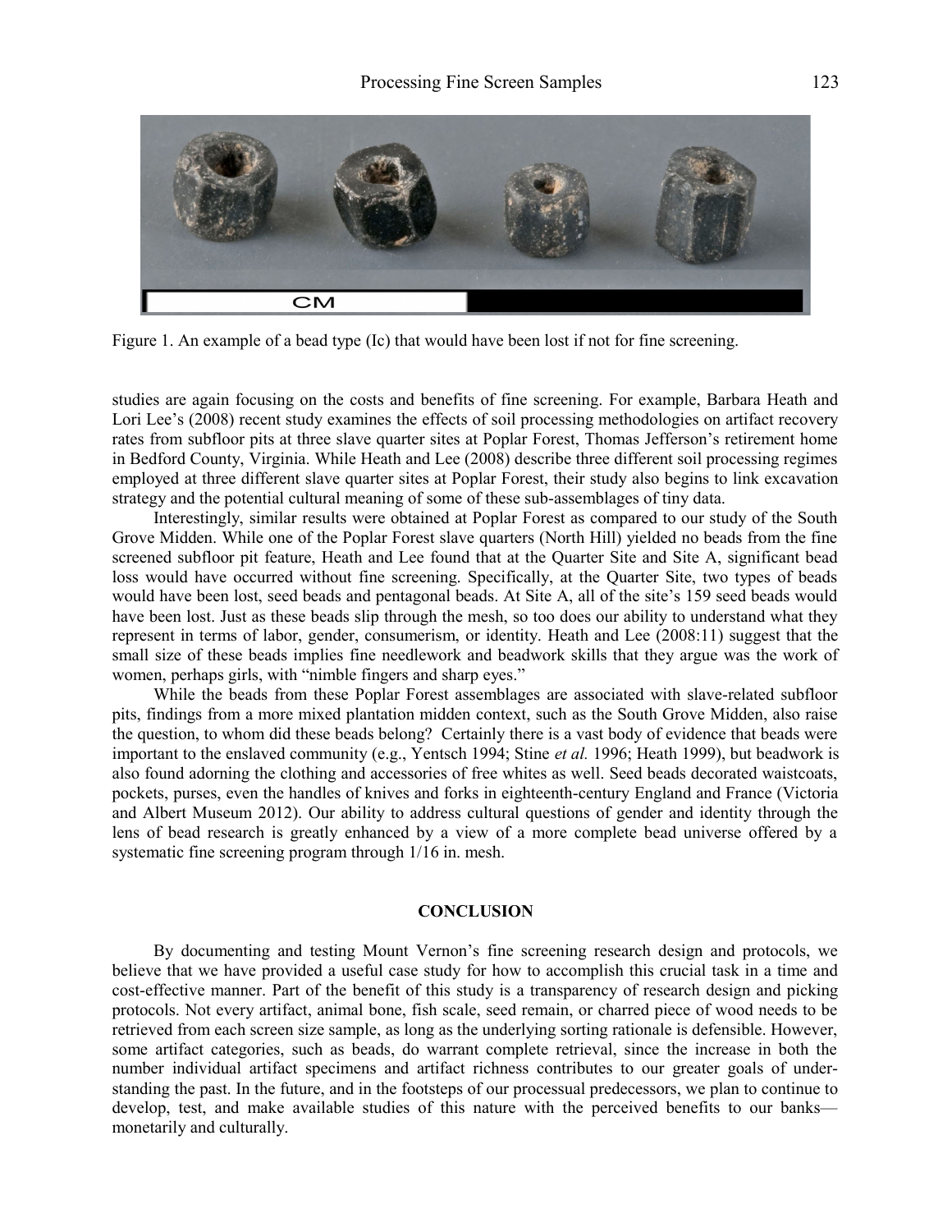Figure 1. An example of a bead type (Ic) that would have been lost if not for fine screening.

studies are again focusing on the costs and benefits of fine screening. For example, Barbara Heath and Lori Lee's (2008) recent study examines the effects of soil processing methodologies on artifact recovery rates from subfloor pits at three slave quarter sites at Poplar Forest, Thomas Jefferson's retirement home in Bedford County, Virginia. While Heath and Lee (2008) describe three different soil processing regimes employed at three different slave quarter sites at Poplar Forest, their study also begins to link excavation strategy and the potential cultural meaning of some of these sub-assemblages of tiny data.

Interestingly, similar results were obtained at Poplar Forest as compared to our study of the South Grove Midden. While one of the Poplar Forest slave quarters (North Hill) yielded no beads from the fine screened subfloor pit feature, Heath and Lee found that at the Quarter Site and Site A, significant bead loss would have occurred without fine screening. Specifically, at the Quarter Site, two types of beads would have been lost, seed beads and pentagonal beads. At Site A, all of the site's 159 seed beads would have been lost. Just as these beads slip through the mesh, so too does our ability to understand what they represent in terms of labor, gender, consumerism, or identity. Heath and Lee (2008:11) suggest that the small size of these beads implies fine needlework and beadwork skills that they argue was the work of women, perhaps girls, with "nimble fingers and sharp eyes."

While the beads from these Poplar Forest assemblages are associated with slave-related subfloor pits, findings from a more mixed plantation midden context, such as the South Grove Midden, also raise the question, to whom did these beads belong? Certainly there is a vast body of evidence that beads were important to the enslaved community (e.g., Yentsch 1994; Stine *et al.* 1996; Heath 1999), but beadwork is also found adorning the clothing and accessories of free whites as well. Seed beads decorated waistcoats, pockets, purses, even the handles of knives and forks in eighteenth-century England and France (Victoria and Albert Museum 2012). Our ability to address cultural questions of gender and identity through the lens of bead research is greatly enhanced by a view of a more complete bead universe offered by a systematic fine screening program through 1/16 in. mesh.

## CONCLUSION

By documenting and testing Mount Vernon's fine screening research design and protocols, we believe that we have provided a useful case study for how to accomplish this crucial task in a time and cost-effective manner. Part of the benefit of this study is a transparency of research design and picking protocols. Not every artifact, animal bone, fish scale, seed remain, or charred piece of wood needs to be retrieved from each screen size sample, as long as the underlying sorting rationale is defensible. However, some artifact categories, such as beads, do warrant complete retrieval, since the increase in both the number individual artifact specimens and artifact richness contributes to our greater goals of understanding the past. In the future, and in the footsteps of our processual predecessors, we plan to continue to develop, test, and make available studies of this nature with the perceived benefits to our banks—monetarily and culturally.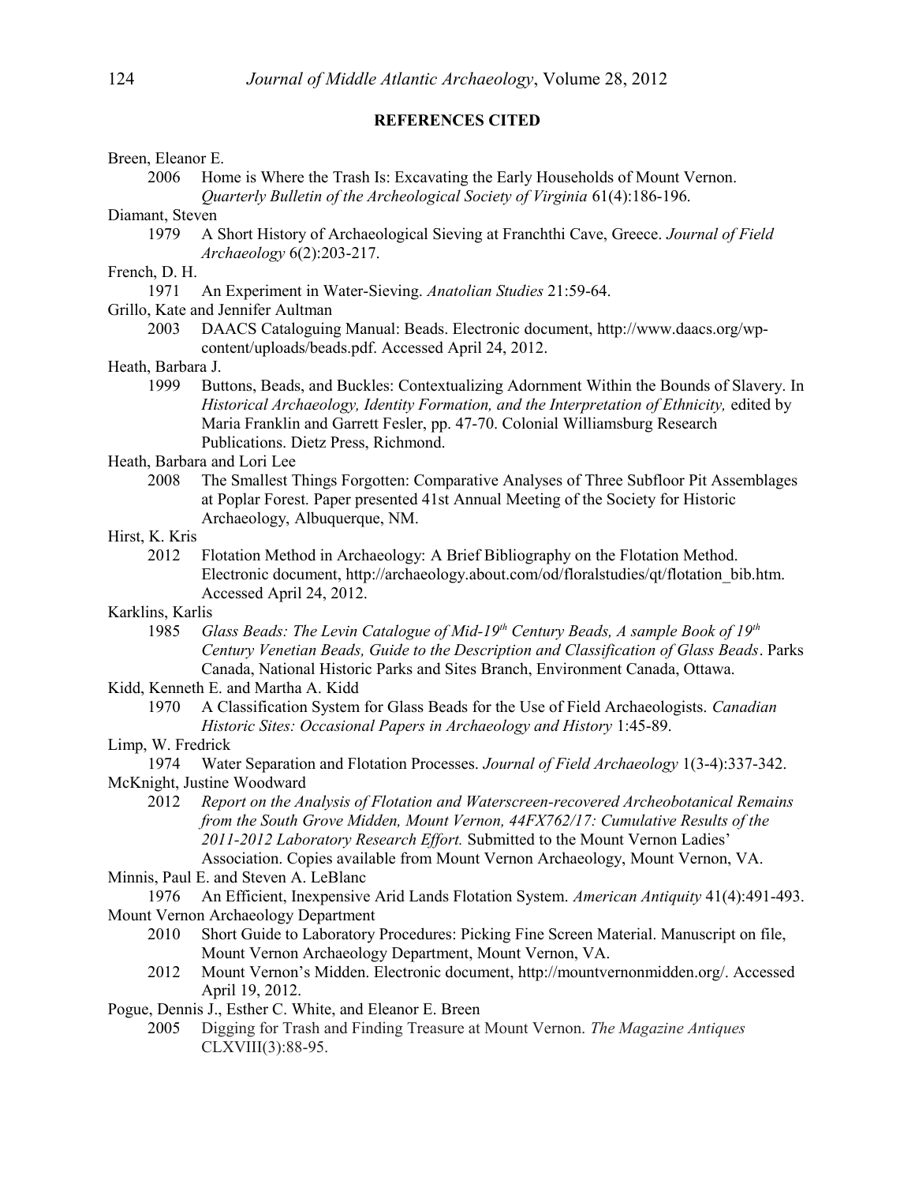## REFERENCES CITED

Breen, Eleanor E.

2006 Home is Where the Trash Is: Excavating the Early Households of Mount Vernon. *Quarterly Bulletin of the Archeological Society of Virginia* 61(4):186-196.

Diamant, Steven

1979 A Short History of Archaeological Sieving at Franchthi Cave, Greece. *Journal of Field Archaeology* 6(2):203-217.

French, D. H.

1971 An Experiment in Water-Sieving. *Anatolian Studies* 21:59-64.

Grillo, Kate and Jennifer Aultman

2003 DAACS Cataloguing Manual: Beads. Electronic document, http://www.daacs.org/wp-content/uploads/beads.pdf. Accessed April 24, 2012.

Heath, Barbara J.

1999 Buttons, Beads, and Buckles: Contextualizing Adornment Within the Bounds of Slavery. In *Historical Archaeology, Identity Formation, and the Interpretation of Ethnicity,* edited by Maria Franklin and Garrett Fesler, pp. 47-70. Colonial Williamsburg Research Publications. Dietz Press, Richmond.

Heath, Barbara and Lori Lee

2008 The Smallest Things Forgotten: Comparative Analyses of Three Subfloor Pit Assemblages at Poplar Forest. Paper presented 41st Annual Meeting of the Society for Historic Archaeology, Albuquerque, NM.

Hirst, K. Kris

2012 Flotation Method in Archaeology: A Brief Bibliography on the Flotation Method. Electronic document, http://archaeology.about.com/od/floralstudies/qt/flotation_bib.htm. Accessed April 24, 2012.

Karklins, Karlis

1985 *Glass Beads: The Levin Catalogue of Mid-19th Century Beads, A sample Book of 19th Century Venetian Beads, Guide to the Description and Classification of Glass Beads*. Parks Canada, National Historic Parks and Sites Branch, Environment Canada, Ottawa.

Kidd, Kenneth E. and Martha A. Kidd

1970 A Classification System for Glass Beads for the Use of Field Archaeologists. *Canadian Historic Sites: Occasional Papers in Archaeology and History* 1:45-89.

Limp, W. Fredrick

1974 Water Separation and Flotation Processes. *Journal of Field Archaeology* 1(3-4):337-342.

McKnight, Justine Woodward

2012 *Report on the Analysis of Flotation and Waterscreen-recovered Archeobotanical Remains from the South Grove Midden, Mount Vernon, 44FX762/17: Cumulative Results of the 2011-2012 Laboratory Research Effort.* Submitted to the Mount Vernon Ladies' Association. Copies available from Mount Vernon Archaeology, Mount Vernon, VA.

Minnis, Paul E. and Steven A. LeBlanc

1976 An Efficient, Inexpensive Arid Lands Flotation System. *American Antiquity* 41(4):491-493.

Mount Vernon Archaeology Department

2010 Short Guide to Laboratory Procedures: Picking Fine Screen Material. Manuscript on file, Mount Vernon Archaeology Department, Mount Vernon, VA.

2012 Mount Vernon's Midden. Electronic document, http://mountvernonmidden.org/. Accessed April 19, 2012.

Pogue, Dennis J., Esther C. White, and Eleanor E. Breen

2005 Digging for Trash and Finding Treasure at Mount Vernon. *The Magazine Antiques* CLXVIII(3):88-95.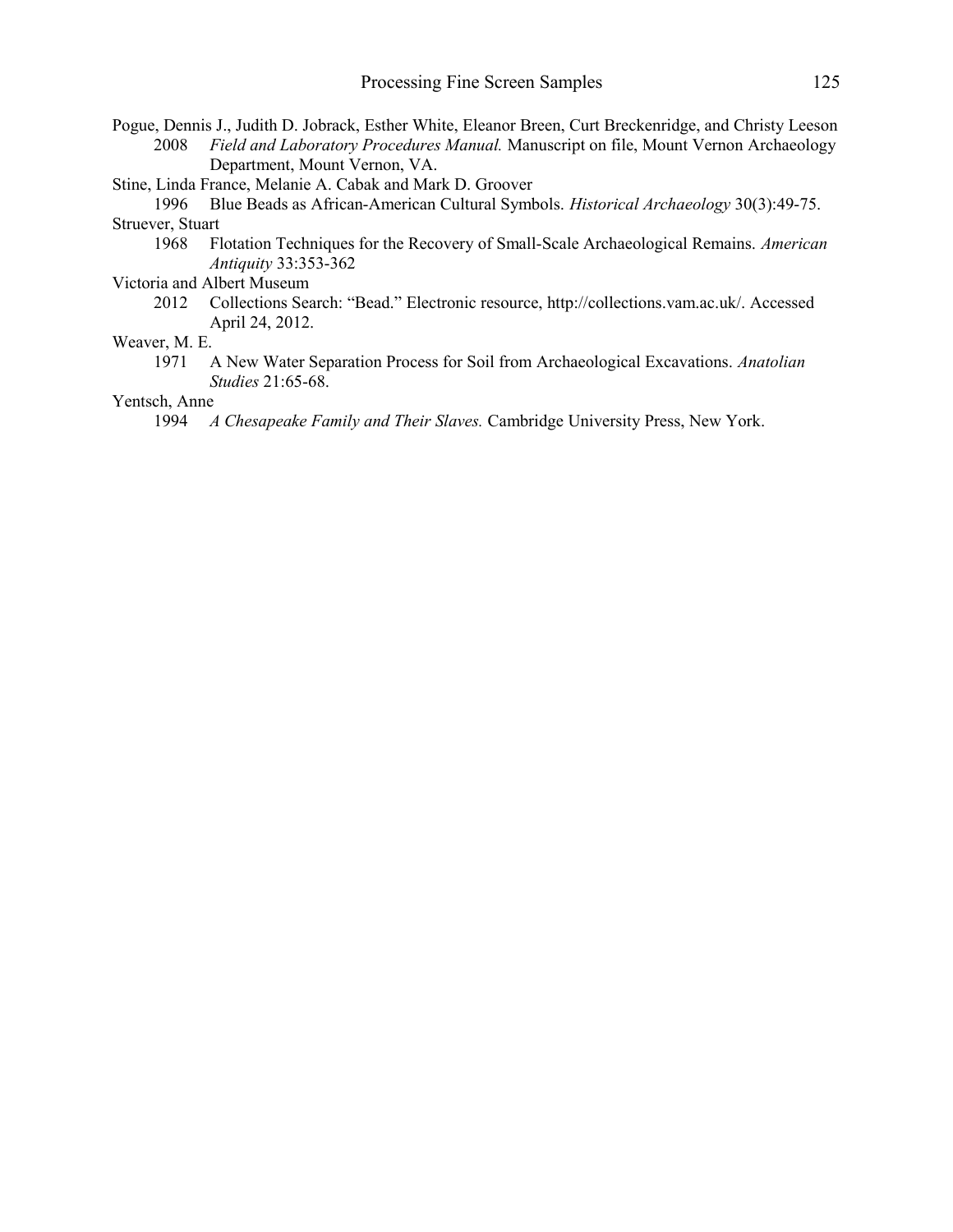Pogue, Dennis J., Judith D. Jobrack, Esther White, Eleanor Breen, Curt Breckenridge, and Christy Leeson
    2008 *Field and Laboratory Procedures Manual.* Manuscript on file, Mount Vernon Archaeology Department, Mount Vernon, VA.

Stine, Linda France, Melanie A. Cabak and Mark D. Groover
    1996 Blue Beads as African-American Cultural Symbols. *Historical Archaeology* 30(3):49-75.

Struever, Stuart
    1968 Flotation Techniques for the Recovery of Small-Scale Archaeological Remains. *American Antiquity* 33:353-362

Victoria and Albert Museum
    2012 Collections Search: "Bead." Electronic resource, http://collections.vam.ac.uk/. Accessed April 24, 2012.

Weaver, M. E.
    1971 A New Water Separation Process for Soil from Archaeological Excavations. *Anatolian Studies* 21:65-68.

Yentsch, Anne
    1994 *A Chesapeake Family and Their Slaves.* Cambridge University Press, New York.